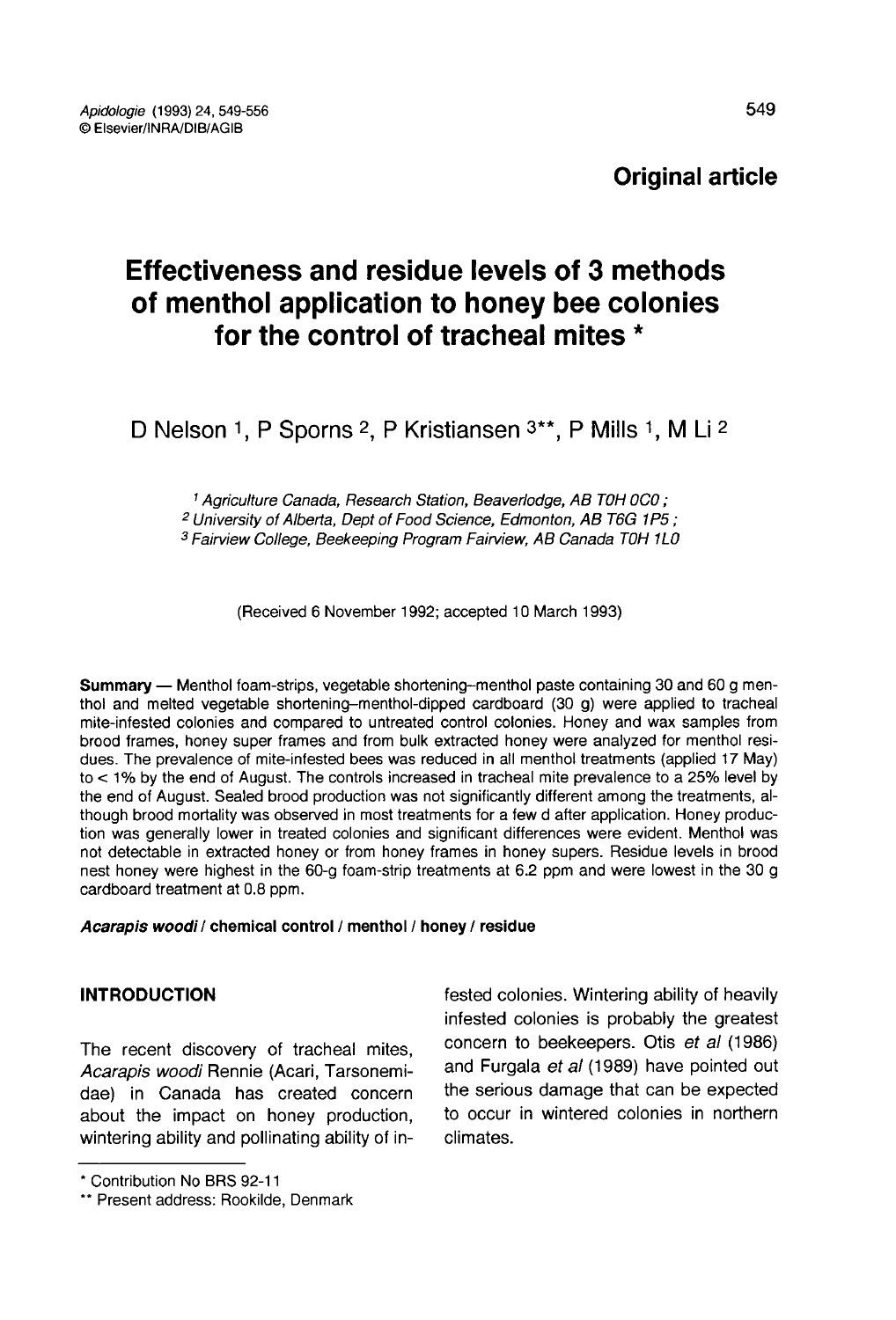**Original article**

# Effectiveness and residue levels of 3 methods of menthol application to honey bee colonies for the control of tracheal mites *

D Nelson [1], P Sporns [2], P Kristiansen [3]**, P Mills [1], M Li [2]

[1] Agriculture Canada, Research Station, Beaverlodge, AB T0H 0C0 ;
[2] University of Alberta, Dept of Food Science, Edmonton, AB T6G 1P5 ;
[3] Fairview College, Beekeeping Program Fairview, AB Canada T0H 1L0

(Received 6 November 1992; accepted 10 March 1993)

**Summary** — Menthol foam-strips, vegetable shortening–menthol paste containing 30 and 60 g menthol and melted vegetable shortening–menthol-dipped cardboard (30 g) were applied to tracheal mite-infested colonies and compared to untreated control colonies. Honey and wax samples from brood frames, honey super frames and from bulk extracted honey were analyzed for menthol residues. The prevalence of mite-infested bees was reduced in all menthol treatments (applied 17 May) to < 1% by the end of August. The controls increased in tracheal mite prevalence to a 25% level by the end of August. Sealed brood production was not significantly different among the treatments, although brood mortality was observed in most treatments for a few d after application. Honey production was generally lower in treated colonies and significant differences were evident. Menthol was not detectable in extracted honey or from honey frames in honey supers. Residue levels in brood nest honey were highest in the 60-g foam-strip treatments at 6.2 ppm and were lowest in the 30 g cardboard treatment at 0.8 ppm.

***Acarapis woodi*** **/ chemical control / menthol / honey / residue**

## INTRODUCTION

The recent discovery of tracheal mites, *Acarapis woodi* Rennie (Acari, Tarsonemidae) in Canada has created concern about the impact on honey production, wintering ability and pollinating ability of infested colonies. Wintering ability of heavily infested colonies is probably the greatest concern to beekeepers. Otis *et al* (1986) and Furgala *et al* (1989) have pointed out the serious damage that can be expected to occur in wintered colonies in northern climates.

* Contribution No BRS 92-11

** Present address: Rookilde, Denmark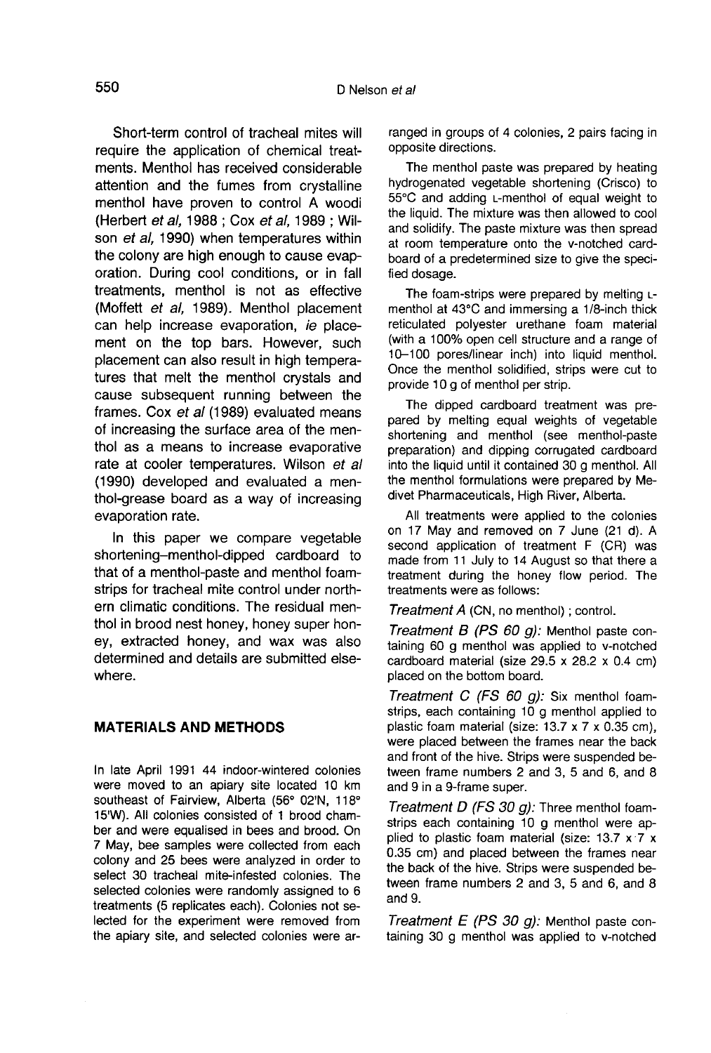Short-term control of tracheal mites will require the application of chemical treatments. Menthol has received considerable attention and the fumes from crystalline menthol have proven to control A woodi (Herbert *et al*, 1988 ; Cox *et al*, 1989 ; Wilson *et al*, 1990) when temperatures within the colony are high enough to cause evaporation. During cool conditions, or in fall treatments, menthol is not as effective (Moffett *et al*, 1989). Menthol placement can help increase evaporation, *ie* placement on the top bars. However, such placement can also result in high temperatures that melt the menthol crystals and cause subsequent running between the frames. Cox *et al* (1989) evaluated means of increasing the surface area of the menthol as a means to increase evaporative rate at cooler temperatures. Wilson *et al* (1990) developed and evaluated a menthol-grease board as a way of increasing evaporation rate.

In this paper we compare vegetable shortening–menthol-dipped cardboard to that of a menthol-paste and menthol foam-strips for tracheal mite control under northern climatic conditions. The residual menthol in brood nest honey, honey super honey, extracted honey, and wax was also determined and details are submitted elsewhere.

## MATERIALS AND METHODS

In late April 1991 44 indoor-wintered colonies were moved to an apiary site located 10 km southeast of Fairview, Alberta (56° 02'N, 118° 15'W). All colonies consisted of 1 brood chamber and were equalised in bees and brood. On 7 May, bee samples were collected from each colony and 25 bees were analyzed in order to select 30 tracheal mite-infested colonies. The selected colonies were randomly assigned to 6 treatments (5 replicates each). Colonies not selected for the experiment were removed from the apiary site, and selected colonies were arranged in groups of 4 colonies, 2 pairs facing in opposite directions.

The menthol paste was prepared by heating hydrogenated vegetable shortening (Crisco) to 55°C and adding L-menthol of equal weight to the liquid. The mixture was then allowed to cool and solidify. The paste mixture was then spread at room temperature onto the v-notched cardboard of a predetermined size to give the specified dosage.

The foam-strips were prepared by melting L-menthol at 43°C and immersing a 1/8-inch thick reticulated polyester urethane foam material (with a 100% open cell structure and a range of 10–100 pores/linear inch) into liquid menthol. Once the menthol solidified, strips were cut to provide 10 g of menthol per strip.

The dipped cardboard treatment was prepared by melting equal weights of vegetable shortening and menthol (see menthol-paste preparation) and dipping corrugated cardboard into the liquid until it contained 30 g menthol. All the menthol formulations were prepared by Medivet Pharmaceuticals, High River, Alberta.

All treatments were applied to the colonies on 17 May and removed on 7 June (21 d). A second application of treatment F (CR) was made from 11 July to 14 August so that there a treatment during the honey flow period. The treatments were as follows:

*Treatment A* (CN, no menthol) ; control.

*Treatment B (PS 60 g):* Menthol paste containing 60 g menthol was applied to v-notched cardboard material (size 29.5 x 28.2 x 0.4 cm) placed on the bottom board.

*Treatment C (FS 60 g):* Six menthol foam-strips, each containing 10 g menthol applied to plastic foam material (size: 13.7 x 7 x 0.35 cm), were placed between the frames near the back and front of the hive. Strips were suspended between frame numbers 2 and 3, 5 and 6, and 8 and 9 in a 9-frame super.

*Treatment D (FS 30 g):* Three menthol foam-strips each containing 10 g menthol were applied to plastic foam material (size: 13.7 x 7 x 0.35 cm) and placed between the frames near the back of the hive. Strips were suspended between frame numbers 2 and 3, 5 and 6, and 8 and 9.

*Treatment E (PS 30 g):* Menthol paste containing 30 g menthol was applied to v-notched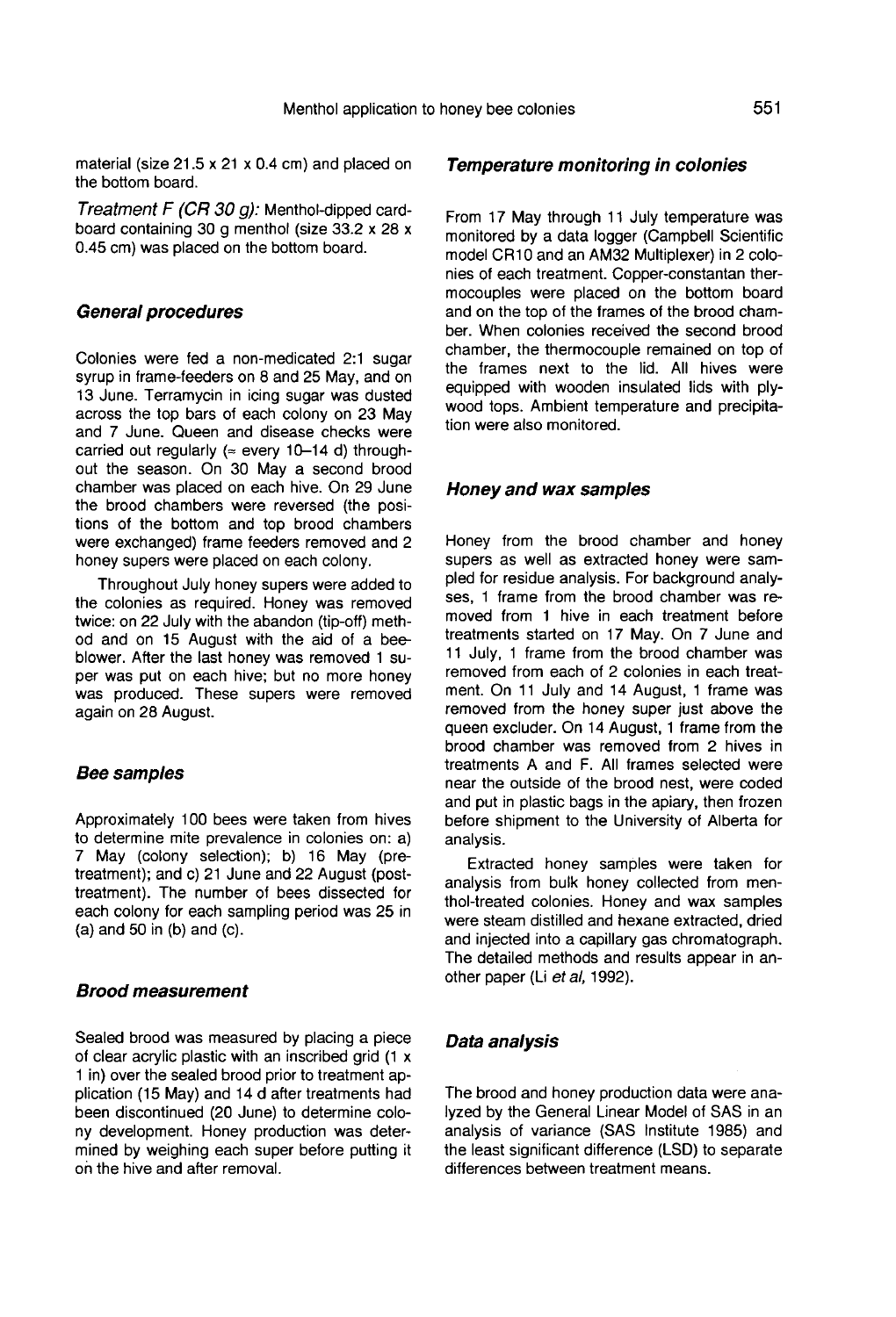material (size 21.5 x 21 x 0.4 cm) and placed on the bottom board.

*Treatment F (CR 30 g):* Menthol-dipped cardboard containing 30 g menthol (size 33.2 x 28 x 0.45 cm) was placed on the bottom board.

### General procedures

Colonies were fed a non-medicated 2:1 sugar syrup in frame-feeders on 8 and 25 May, and on 13 June. Terramycin in icing sugar was dusted across the top bars of each colony on 23 May and 7 June. Queen and disease checks were carried out regularly (≈ every 10–14 d) throughout the season. On 30 May a second brood chamber was placed on each hive. On 29 June the brood chambers were reversed (the positions of the bottom and top brood chambers were exchanged) frame feeders removed and 2 honey supers were placed on each colony.

Throughout July honey supers were added to the colonies as required. Honey was removed twice: on 22 July with the abandon (tip-off) method and on 15 August with the aid of a bee-blower. After the last honey was removed 1 super was put on each hive; but no more honey was produced. These supers were removed again on 28 August.

### Bee samples

Approximately 100 bees were taken from hives to determine mite prevalence in colonies on: a) 7 May (colony selection); b) 16 May (pre-treatment); and c) 21 June and 22 August (post-treatment). The number of bees dissected for each colony for each sampling period was 25 in (a) and 50 in (b) and (c).

### Brood measurement

Sealed brood was measured by placing a piece of clear acrylic plastic with an inscribed grid (1 x 1 in) over the sealed brood prior to treatment application (15 May) and 14 d after treatments had been discontinued (20 June) to determine colony development. Honey production was determined by weighing each super before putting it on the hive and after removal.

### Temperature monitoring in colonies

From 17 May through 11 July temperature was monitored by a data logger (Campbell Scientific model CR10 and an AM32 Multiplexer) in 2 colonies of each treatment. Copper-constantan thermocouples were placed on the bottom board and on the top of the frames of the brood chamber. When colonies received the second brood chamber, the thermocouple remained on top of the frames next to the lid. All hives were equipped with wooden insulated lids with plywood tops. Ambient temperature and precipitation were also monitored.

### Honey and wax samples

Honey from the brood chamber and honey supers as well as extracted honey were sampled for residue analysis. For background analyses, 1 frame from the brood chamber was removed from 1 hive in each treatment before treatments started on 17 May. On 7 June and 11 July, 1 frame from the brood chamber was removed from each of 2 colonies in each treatment. On 11 July and 14 August, 1 frame was removed from the honey super just above the queen excluder. On 14 August, 1 frame from the brood chamber was removed from 2 hives in treatments A and F. All frames selected were near the outside of the brood nest, were coded and put in plastic bags in the apiary, then frozen before shipment to the University of Alberta for analysis.

Extracted honey samples were taken for analysis from bulk honey collected from menthol-treated colonies. Honey and wax samples were steam distilled and hexane extracted, dried and injected into a capillary gas chromatograph. The detailed methods and results appear in another paper (Li *et al*, 1992).

### Data analysis

The brood and honey production data were analyzed by the General Linear Model of SAS in an analysis of variance (SAS Institute 1985) and the least significant difference (LSD) to separate differences between treatment means.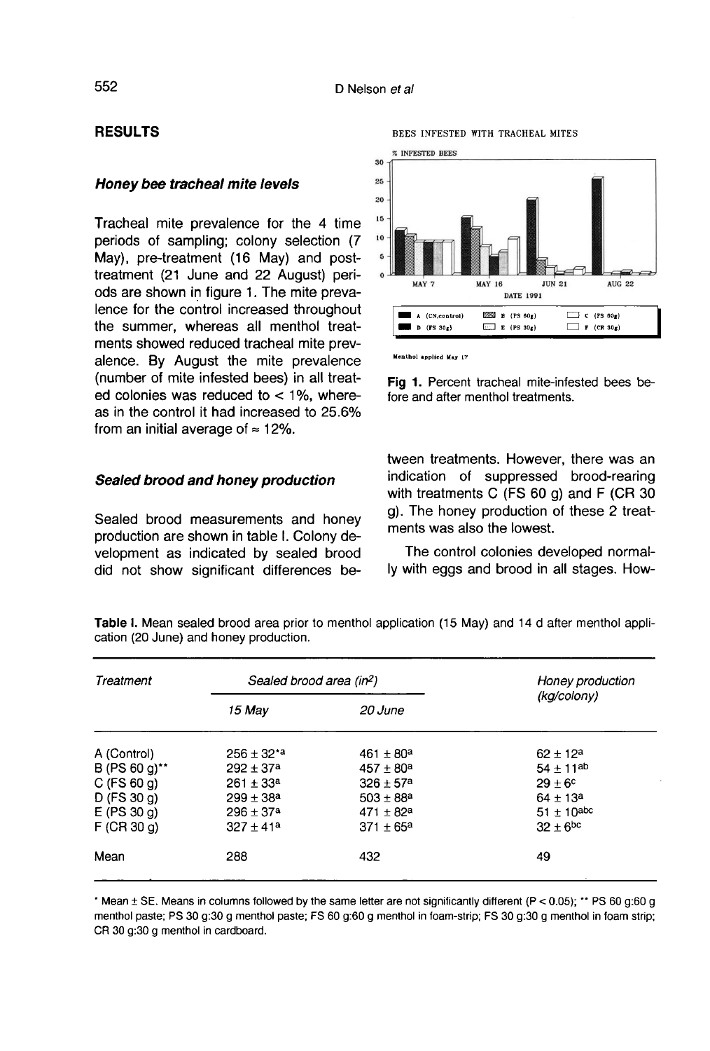## RESULTS

### Honey bee tracheal mite levels

Tracheal mite prevalence for the 4 time periods of sampling; colony selection (7 May), pre-treatment (16 May) and post-treatment (21 June and 22 August) periods are shown in figure 1. The mite prevalence for the control increased throughout the summer, whereas all menthol treatments showed reduced tracheal mite prevalence. By August the mite prevalence (number of mite infested bees) in all treated colonies was reduced to < 1%, whereas in the control it had increased to 25.6% from an initial average of ≈ 12%.

BEES INFESTED WITH TRACHEAL MITES

Menthol applied May 17

**Fig 1.** Percent tracheal mite-infested bees before and after menthol treatments.

### Sealed brood and honey production

Sealed brood measurements and honey production are shown in table I. Colony development as indicated by sealed brood did not show significant differences between treatments. However, there was an indication of suppressed brood-rearing with treatments C (FS 60 g) and F (CR 30 g). The honey production of these 2 treatments was also the lowest.

The control colonies developed normally with eggs and brood in all stages. How-

**Table I.** Mean sealed brood area prior to menthol application (15 May) and 14 d after menthol application (20 June) and honey production.

| *Treatment* | *Sealed brood area (in$^2$)* | | *Honey production (kg/colony)* |
|---|---|---|---|
| | *15 May* | *20 June* | |
| A (Control) | 256 ± 32*[a] | 461 ± 80[a] | 62 ± 12[a] |
| B (PS 60 g)** | 292 ± 37[a] | 457 ± 80[a] | 54 ± 11[ab] |
| C (FS 60 g) | 261 ± 33[a] | 326 ± 57[a] | 29 ± 6[c] |
| D (FS 30 g) | 299 ± 38[a] | 503 ± 88[a] | 64 ± 13[a] |
| E (PS 30 g) | 296 ± 37[a] | 471 ± 82[a] | 51 ± 10[abc] |
| F (CR 30 g) | 327 ± 41[a] | 371 ± 65[a] | 32 ± 6[bc] |
| Mean | 288 | 432 | 49 |

* Mean ± SE. Means in columns followed by the same letter are not significantly different (P < 0.05); ** PS 60 g:60 g menthol paste; PS 30 g:30 g menthol paste; FS 60 g:60 g menthol in foam-strip; FS 30 g:30 g menthol in foam strip; CR 30 g:30 g menthol in cardboard.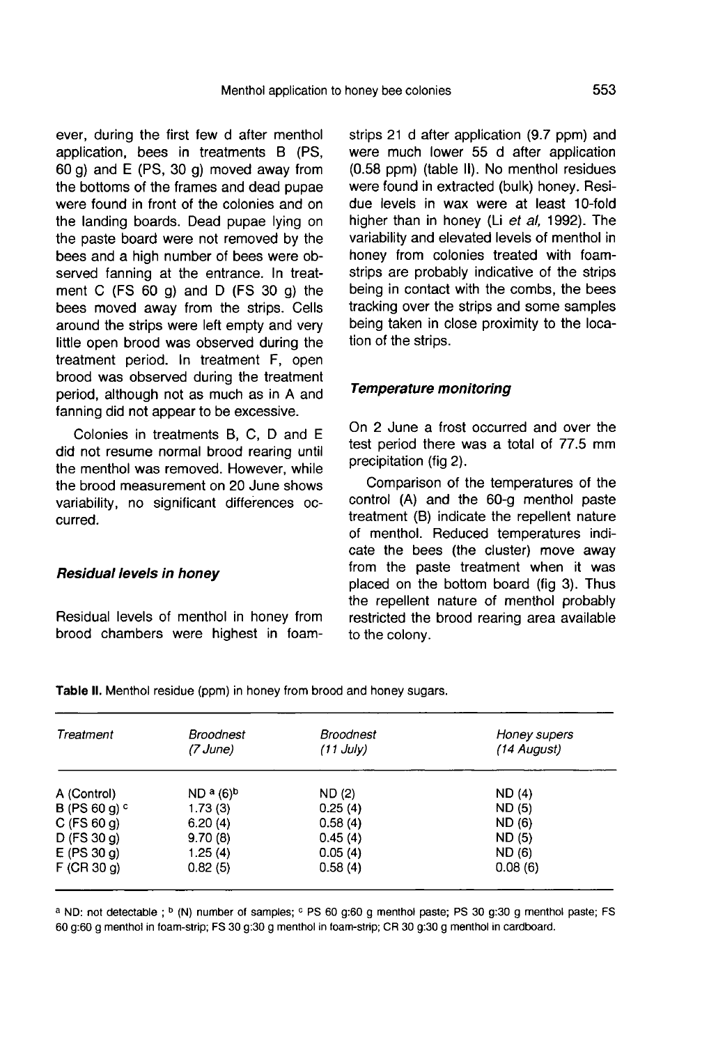ever, during the first few d after menthol application, bees in treatments B (PS, 60 g) and E (PS, 30 g) moved away from the bottoms of the frames and dead pupae were found in front of the colonies and on the landing boards. Dead pupae lying on the paste board were not removed by the bees and a high number of bees were observed fanning at the entrance. In treatment C (FS 60 g) and D (FS 30 g) the bees moved away from the strips. Cells around the strips were left empty and very little open brood was observed during the treatment period. In treatment F, open brood was observed during the treatment period, although not as much as in A and fanning did not appear to be excessive.

Colonies in treatments B, C, D and E did not resume normal brood rearing until the menthol was removed. However, while the brood measurement on 20 June shows variability, no significant differences occurred.

### *Residual levels in honey*

Residual levels of menthol in honey from brood chambers were highest in foam-strips 21 d after application (9.7 ppm) and were much lower 55 d after application (0.58 ppm) (table II). No menthol residues were found in extracted (bulk) honey. Residue levels in wax were at least 10-fold higher than in honey (Li *et al*, 1992). The variability and elevated levels of menthol in honey from colonies treated with foam-strips are probably indicative of the strips being in contact with the combs, the bees tracking over the strips and some samples being taken in close proximity to the location of the strips.

### *Temperature monitoring*

On 2 June a frost occurred and over the test period there was a total of 77.5 mm precipitation (fig 2).

Comparison of the temperatures of the control (A) and the 60-g menthol paste treatment (B) indicate the repellent nature of menthol. Reduced temperatures indicate the bees (the cluster) move away from the paste treatment when it was placed on the bottom board (fig 3). Thus the repellent nature of menthol probably restricted the brood rearing area available to the colony.

**Table II.** Menthol residue (ppm) in honey from brood and honey sugars.

| *Treatment* | *Broodnest (7 June)* | *Broodnest (11 July)* | *Honey supers (14 August)* |
|---|---|---|---|
| A (Control) | ND [a] (6)[b] | ND (2) | ND (4) |
| B (PS 60 g) [c] | 1.73 (3) | 0.25 (4) | ND (5) |
| C (FS 60 g) | 6.20 (4) | 0.58 (4) | ND (6) |
| D (FS 30 g) | 9.70 (8) | 0.45 (4) | ND (5) |
| E (PS 30 g) | 1.25 (4) | 0.05 (4) | ND (6) |
| F (CR 30 g) | 0.82 (5) | 0.58 (4) | 0.08 (6) |

[a] ND: not detectable ; [b] (N) number of samples; [c] PS 60 g:60 g menthol paste; PS 30 g:30 g menthol paste; FS 60 g:60 g menthol in foam-strip; FS 30 g:30 g menthol in foam-strip; CR 30 g:30 g menthol in cardboard.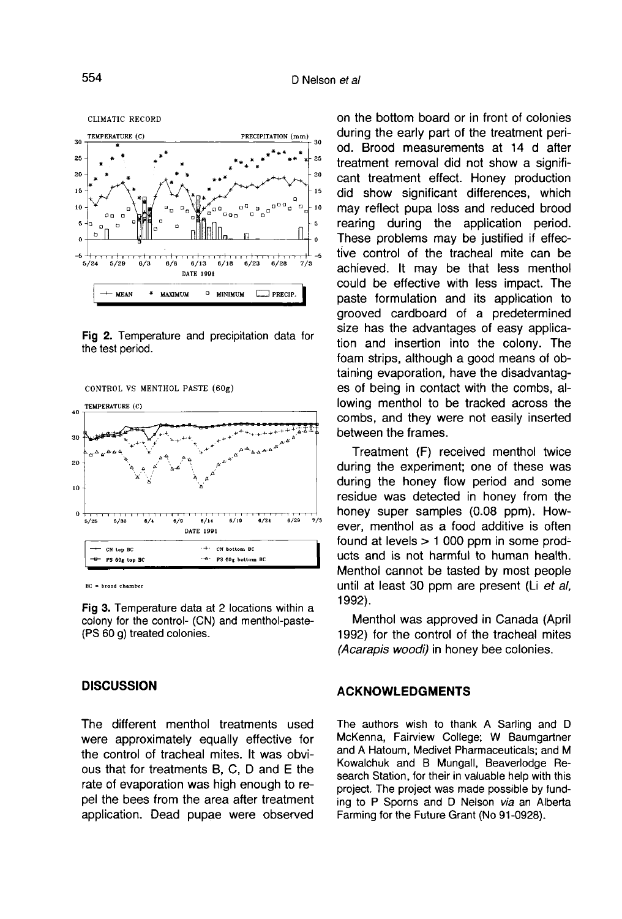Fig 2. Temperature and precipitation data for the test period.

Fig 3. Temperature data at 2 locations within a colony for the control- (CN) and menthol-paste- (PS 60 g) treated colonies.

## DISCUSSION

The different menthol treatments used were approximately equally effective for the control of tracheal mites. It was obvious that for treatments B, C, D and E the rate of evaporation was high enough to repel the bees from the area after treatment application. Dead pupae were observed on the bottom board or in front of colonies during the early part of the treatment period. Brood measurements at 14 d after treatment removal did not show a significant treatment effect. Honey production did show significant differences, which may reflect pupa loss and reduced brood rearing during the application period. These problems may be justified if effective control of the tracheal mite can be achieved. It may be that less menthol could be effective with less impact. The paste formulation and its application to grooved cardboard of a predetermined size has the advantages of easy application and insertion into the colony. The foam strips, although a good means of obtaining evaporation, have the disadvantages of being in contact with the combs, allowing menthol to be tracked across the combs, and they were not easily inserted between the frames.

Treatment (F) received menthol twice during the experiment; one of these was during the honey flow period and some residue was detected in honey from the honey super samples (0.08 ppm). However, menthol as a food additive is often found at levels > 1 000 ppm in some products and is not harmful to human health. Menthol cannot be tasted by most people until at least 30 ppm are present (Li *et al*, 1992).

Menthol was approved in Canada (April 1992) for the control of the tracheal mites (*Acarapis woodi*) in honey bee colonies.

## ACKNOWLEDGMENTS

The authors wish to thank A Sarling and D McKenna, Fairview College; W Baumgartner and A Hatoum, Medivet Pharmaceuticals; and M Kowalchuk and B Mungall, Beaverlodge Research Station, for their in valuable help with this project. The project was made possible by funding to P Sporns and D Nelson *via* an Alberta Farming for the Future Grant (No 91-0928).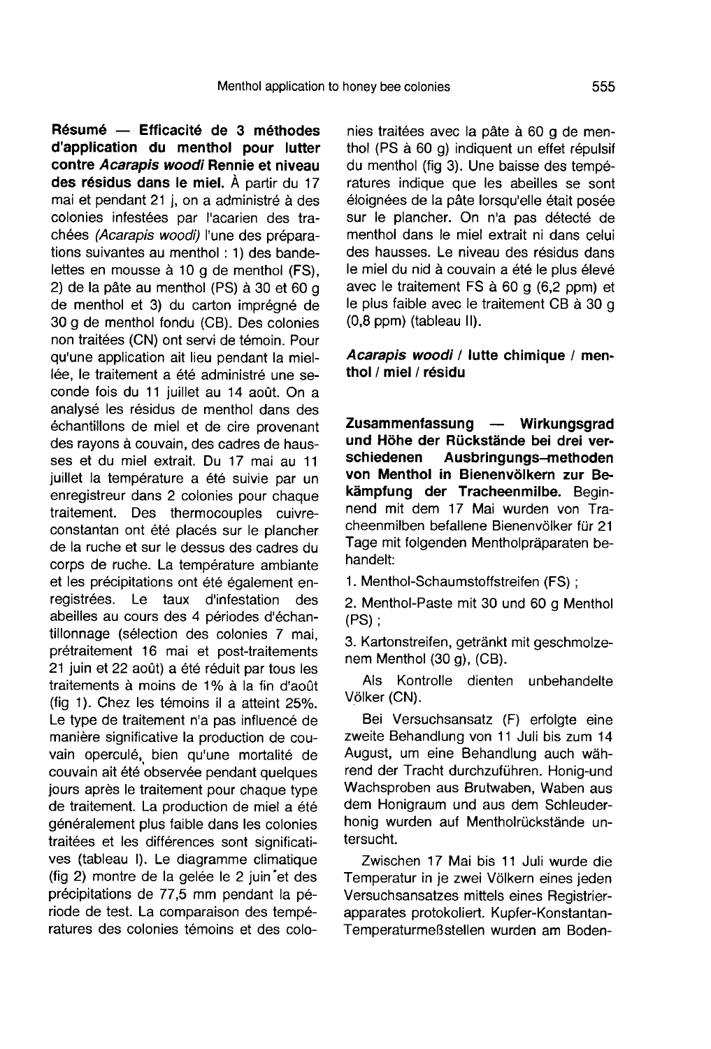**Résumé — Efficacité de 3 méthodes d'application du menthol pour lutter contre *Acarapis woodi* Rennie et niveau des résidus dans le miel.** À partir du 17 mai et pendant 21 j, on a administré à des colonies infestées par l'acarien des trachées *(Acarapis woodi)* l'une des préparations suivantes au menthol : 1) des bandelettes en mousse à 10 g de menthol (FS), 2) de la pâte au menthol (PS) à 30 et 60 g de menthol et 3) du carton imprégné de 30 g de menthol fondu (CB). Des colonies non traitées (CN) ont servi de témoin. Pour qu'une application ait lieu pendant la miellée, le traitement a été administré une seconde fois du 11 juillet au 14 août. On a analysé les résidus de menthol dans des échantillons de miel et de cire provenant des rayons à couvain, des cadres de hausses et du miel extrait. Du 17 mai au 11 juillet la température a été suivie par un enregistreur dans 2 colonies pour chaque traitement. Des thermocouples cuivre-constantan ont été placés sur le plancher de la ruche et sur le dessus des cadres du corps de ruche. La température ambiante et les précipitations ont été également enregistrées. Le taux d'infestation des abeilles au cours des 4 périodes d'échantillonnage (sélection des colonies 7 mai, prétraitement 16 mai et post-traitements 21 juin et 22 août) a été réduit par tous les traitements à moins de 1% à la fin d'août (fig 1). Chez les témoins il a atteint 25%. Le type de traitement n'a pas influencé de manière significative la production de couvain operculé, bien qu'une mortalité de couvain ait été observée pendant quelques jours après le traitement pour chaque type de traitement. La production de miel a été généralement plus faible dans les colonies traitées et les différences sont significatives (tableau I). Le diagramme climatique (fig 2) montre de la gelée le 2 juin et des précipitations de 77,5 mm pendant la période de test. La comparaison des températures des colonies témoins et des colonies traitées avec la pâte à 60 g de menthol (PS à 60 g) indiquent un effet répulsif du menthol (fig 3). Une baisse des températures indique que les abeilles se sont éloignées de la pâte lorsqu'elle était posée sur le plancher. On n'a pas détecté de menthol dans le miel extrait ni dans celui des hausses. Le niveau des résidus dans le miel du nid à couvain a été le plus élevé avec le traitement FS à 60 g (6,2 ppm) et le plus faible avec le traitement CB à 30 g (0,8 ppm) (tableau II).

***Acarapis woodi* / lutte chimique / menthol / miel / résidu**

**Zusammenfassung — Wirkungsgrad und Höhe der Rückstände bei drei verschiedenen Ausbringungs-methoden von Menthol in Bienenvölkern zur Bekämpfung der Tracheenmilbe.** Beginnend mit dem 17 Mai wurden von Tracheenmilben befallene Bienenvölker für 21 Tage mit folgenden Mentholpräparaten behandelt:

1. Menthol-Schaumstoffstreifen (FS) ;
2. Menthol-Paste mit 30 und 60 g Menthol (PS) ;
3. Kartonstreifen, getränkt mit geschmolzenem Menthol (30 g), (CB).

Als Kontrolle dienten unbehandelte Völker (CN).

Bei Versuchsansatz (F) erfolgte eine zweite Behandlung von 11 Juli bis zum 14 August, um eine Behandlung auch während der Tracht durchzuführen. Honig-und Wachsproben aus Brutwaben, Waben aus dem Honigraum und aus dem Schleuderhonig wurden auf Mentholrückstände untersucht.

Zwischen 17 Mai bis 11 Juli wurde die Temperatur in je zwei Völkern eines jeden Versuchsansatzes mittels eines Registrierapparates protokoliert. Kupfer-Konstantan-Temperaturmeßstellen wurden am Boden-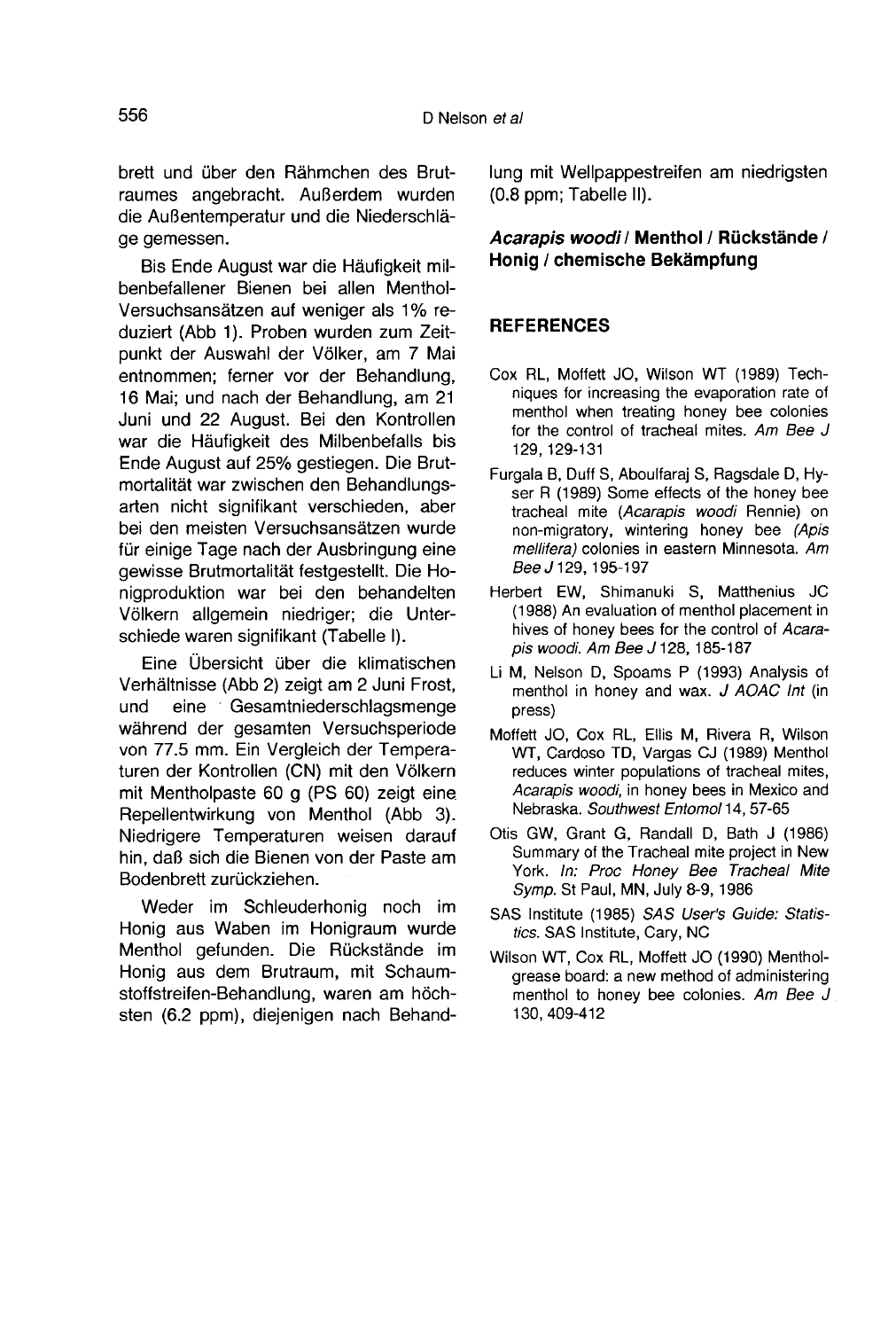brett und über den Rähmchen des Brutraumes angebracht. Außerdem wurden die Außentemperatur und die Niederschläge gemessen.

Bis Ende August war die Häufigkeit milbenbefallener Bienen bei allen Menthol-Versuchsansätzen auf weniger als 1% reduziert (Abb 1). Proben wurden zum Zeitpunkt der Auswahl der Völker, am 7 Mai entnommen; ferner vor der Behandlung, 16 Mai; und nach der Behandlung, am 21 Juni und 22 August. Bei den Kontrollen war die Häufigkeit des Milbenbefalls bis Ende August auf 25% gestiegen. Die Brutmortalität war zwischen den Behandlungsarten nicht signifikant verschieden, aber bei den meisten Versuchsansätzen wurde für einige Tage nach der Ausbringung eine gewisse Brutmortalität festgestellt. Die Honigproduktion war bei den behandelten Völkern allgemein niedriger; die Unterschiede waren signifikant (Tabelle I).

Eine Übersicht über die klimatischen Verhältnisse (Abb 2) zeigt am 2 Juni Frost, und eine Gesamtniederschlagsmenge während der gesamten Versuchsperiode von 77.5 mm. Ein Vergleich der Temperaturen der Kontrollen (CN) mit den Völkern mit Mentholpaste 60 g (PS 60) zeigt eine Repellentwirkung von Menthol (Abb 3). Niedrigere Temperaturen weisen darauf hin, daß sich die Bienen von der Paste am Bodenbrett zurückziehen.

Weder im Schleuderhonig noch im Honig aus Waben im Honigraum wurde Menthol gefunden. Die Rückstände im Honig aus dem Brutraum, mit Schaumstoffstreifen-Behandlung, waren am höchsten (6.2 ppm), diejenigen nach Behandlung mit Wellpappestreifen am niedrigsten (0.8 ppm; Tabelle II).

***Acarapis woodi* / Menthol / Rückstände / Honig / chemische Bekämpfung**

## REFERENCES

Cox RL, Moffett JO, Wilson WT (1989) Techniques for increasing the evaporation rate of menthol when treating honey bee colonies for the control of tracheal mites. *Am Bee J* 129, 129-131

Furgala B, Duff S, Aboulfaraj S, Ragsdale D, Hyser R (1989) Some effects of the honey bee tracheal mite (*Acarapis woodi* Rennie) on non-migratory, wintering honey bee (*Apis mellifera*) colonies in eastern Minnesota. *Am Bee J* 129, 195-197

Herbert EW, Shimanuki S, Matthenius JC (1988) An evaluation of menthol placement in hives of honey bees for the control of *Acarapis woodi*. *Am Bee J* 128, 185-187

Li M, Nelson D, Spoams P (1993) Analysis of menthol in honey and wax. *J AOAC Int* (in press)

Moffett JO, Cox RL, Ellis M, Rivera R, Wilson WT, Cardoso TD, Vargas CJ (1989) Menthol reduces winter populations of tracheal mites, *Acarapis woodi*, in honey bees in Mexico and Nebraska. *Southwest Entomol* 14, 57-65

Otis GW, Grant G, Randall D, Bath J (1986) Summary of the Tracheal mite project in New York. *In: Proc Honey Bee Tracheal Mite Symp*. St Paul, MN, July 8-9, 1986

SAS Institute (1985) *SAS User's Guide: Statistics*. SAS Institute, Cary, NC

Wilson WT, Cox RL, Moffett JO (1990) Menthol-grease board: a new method of administering menthol to honey bee colonies. *Am Bee J* 130, 409-412